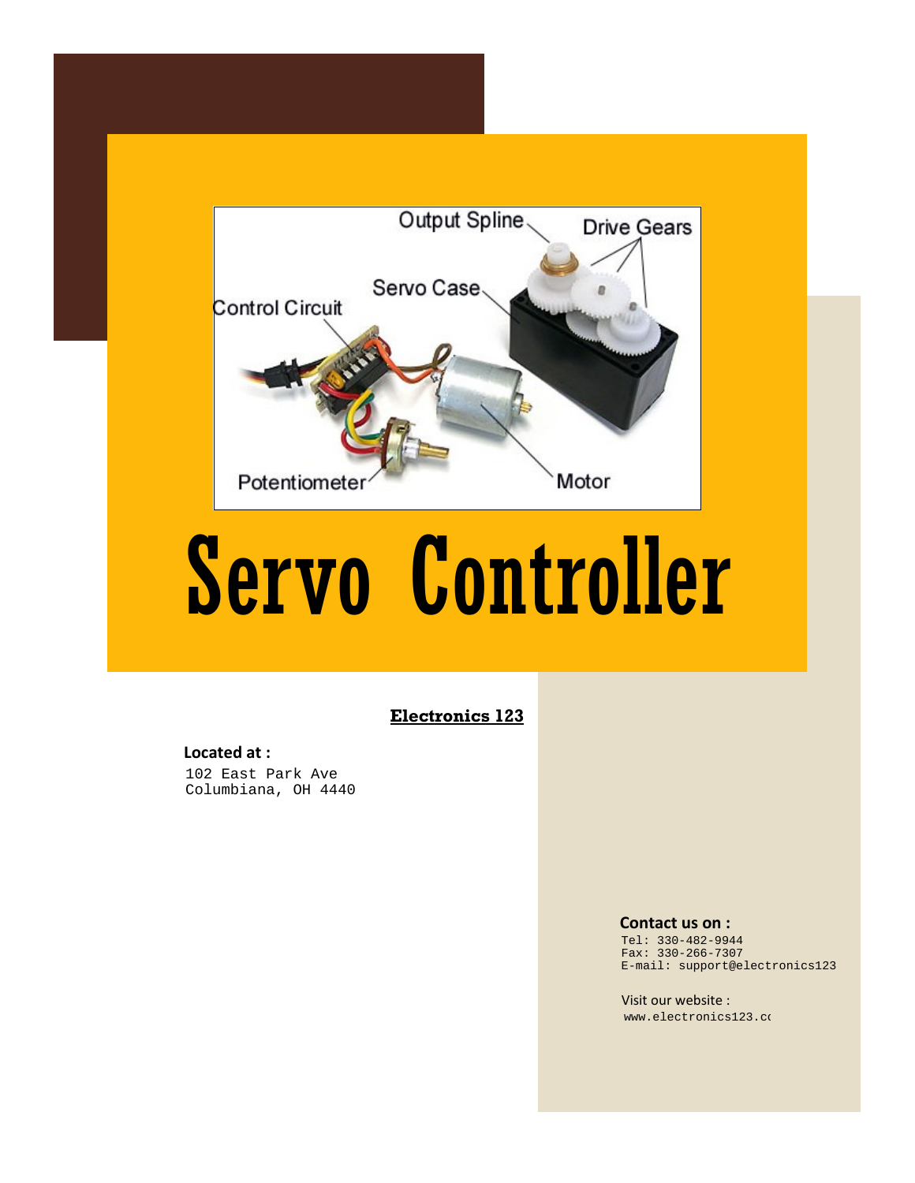# Servo Controller

**Electronics 123**

**Located at :**

102 East Park Ave
Columbiana, OH 4440

**Contact us on :**

Tel: 330-482-9944
Fax: 330-266-7307
E-mail: support@electronics123

Visit our website :
www.electronics123.co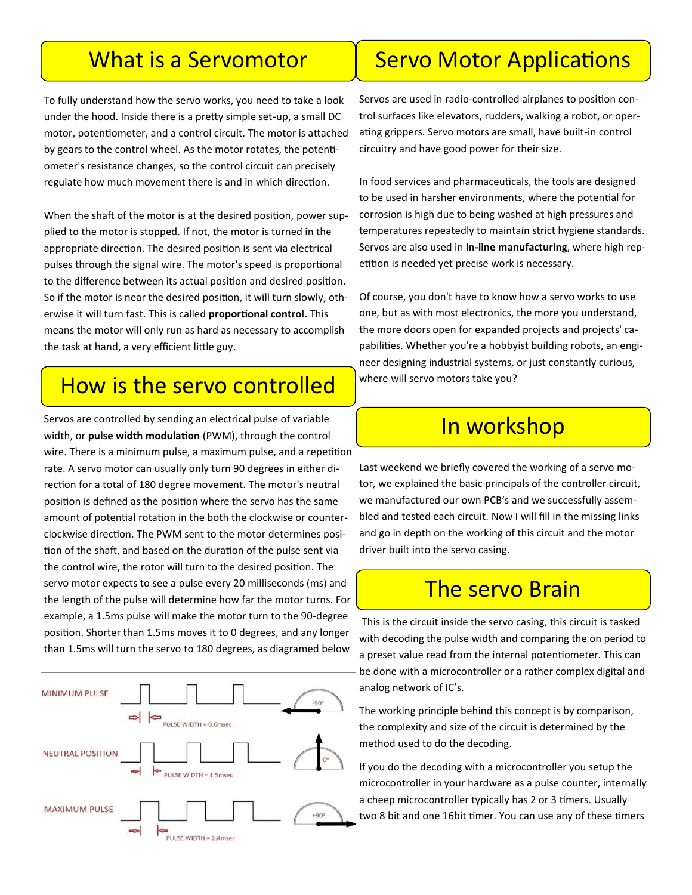## What is a Servomotor

To fully understand how the servo works, you need to take a look under the hood. Inside there is a pretty simple set-up, a small DC motor, potentiometer, and a control circuit. The motor is attached by gears to the control wheel. As the motor rotates, the potentiometer's resistance changes, so the control circuit can precisely regulate how much movement there is and in which direction.

When the shaft of the motor is at the desired position, power supplied to the motor is stopped. If not, the motor is turned in the appropriate direction. The desired position is sent via electrical pulses through the signal wire. The motor's speed is proportional to the difference between its actual position and desired position. So if the motor is near the desired position, it will turn slowly, otherwise it will turn fast. This is called **proportional control.** This means the motor will only run as hard as necessary to accomplish the task at hand, a very efficient little guy.

## How is the servo controlled

Servos are controlled by sending an electrical pulse of variable width, or **pulse width modulation** (PWM), through the control wire. There is a minimum pulse, a maximum pulse, and a repetition rate. A servo motor can usually only turn 90 degrees in either direction for a total of 180 degree movement. The motor's neutral position is defined as the position where the servo has the same amount of potential rotation in the both the clockwise or counter-clockwise direction. The PWM sent to the motor determines position of the shaft, and based on the duration of the pulse sent via the control wire, the rotor will turn to the desired position. The servo motor expects to see a pulse every 20 milliseconds (ms) and the length of the pulse will determine how far the motor turns. For example, a 1.5ms pulse will make the motor turn to the 90-degree position. Shorter than 1.5ms moves it to 0 degrees, and any longer than 1.5ms will turn the servo to 180 degrees, as diagramed below

MINIMUM PULSE — PULSE WIDTH = 0.6msec — -90°

NEUTRAL POSITION — PULSE WIDTH = 1.5msec — 0°

MAXIMUM PULSE — PULSE WIDTH = 2.4msec — +90°

## Servo Motor Applications

Servos are used in radio-controlled airplanes to position control surfaces like elevators, rudders, walking a robot, or operating grippers. Servo motors are small, have built-in control circuitry and have good power for their size.

In food services and pharmaceuticals, the tools are designed to be used in harsher environments, where the potential for corrosion is high due to being washed at high pressures and temperatures repeatedly to maintain strict hygiene standards. Servos are also used in **in-line manufacturing**, where high repetition is needed yet precise work is necessary.

Of course, you don't have to know how a servo works to use one, but as with most electronics, the more you understand, the more doors open for expanded projects and projects' capabilities. Whether you're a hobbyist building robots, an engineer designing industrial systems, or just constantly curious, where will servo motors take you?

## In workshop

Last weekend we briefly covered the working of a servo motor, we explained the basic principals of the controller circuit, we manufactured our own PCB's and we successfully assembled and tested each circuit. Now I will fill in the missing links and go in depth on the working of this circuit and the motor driver built into the servo casing.

## The servo Brain

This is the circuit inside the servo casing, this circuit is tasked with decoding the pulse width and comparing the on period to a preset value read from the internal potentiometer. This can be done with a microcontroller or a rather complex digital and analog network of IC's.

The working principle behind this concept is by comparison, the complexity and size of the circuit is determined by the method used to do the decoding.

If you do the decoding with a microcontroller you setup the microcontroller in your hardware as a pulse counter, internally a cheep microcontroller typically has 2 or 3 timers. Usually two 8 bit and one 16bit timer. You can use any of these timers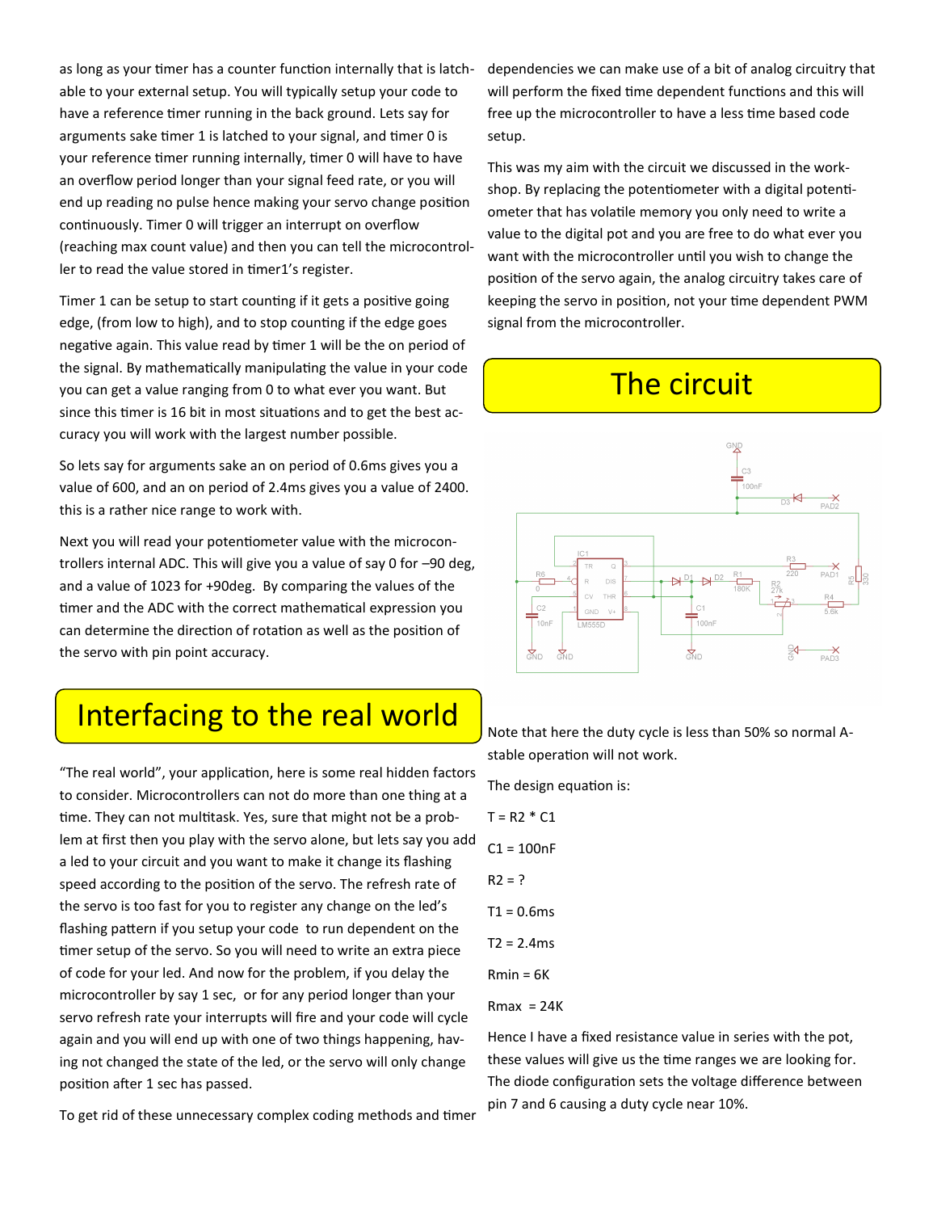as long as your timer has a counter function internally that is latchable to your external setup. You will typically setup your code to have a reference timer running in the back ground. Lets say for arguments sake timer 1 is latched to your signal, and timer 0 is your reference timer running internally, timer 0 will have to have an overflow period longer than your signal feed rate, or you will end up reading no pulse hence making your servo change position continuously. Timer 0 will trigger an interrupt on overflow (reaching max count value) and then you can tell the microcontroller to read the value stored in timer1's register.

Timer 1 can be setup to start counting if it gets a positive going edge, (from low to high), and to stop counting if the edge goes negative again. This value read by timer 1 will be the on period of the signal. By mathematically manipulating the value in your code you can get a value ranging from 0 to what ever you want. But since this timer is 16 bit in most situations and to get the best accuracy you will work with the largest number possible.

So lets say for arguments sake an on period of 0.6ms gives you a value of 600, and an on period of 2.4ms gives you a value of 2400. this is a rather nice range to work with.

Next you will read your potentiometer value with the microcontrollers internal ADC. This will give you a value of say 0 for –90 deg, and a value of 1023 for +90deg. By comparing the values of the timer and the ADC with the correct mathematical expression you can determine the direction of rotation as well as the position of the servo with pin point accuracy.

## Interfacing to the real world

"The real world", your application, here is some real hidden factors to consider. Microcontrollers can not do more than one thing at a time. They can not multitask. Yes, sure that might not be a problem at first then you play with the servo alone, but lets say you add a led to your circuit and you want to make it change its flashing speed according to the position of the servo. The refresh rate of the servo is too fast for you to register any change on the led's flashing pattern if you setup your code to run dependent on the timer setup of the servo. So you will need to write an extra piece of code for your led. And now for the problem, if you delay the microcontroller by say 1 sec, or for any period longer than your servo refresh rate your interrupts will fire and your code will cycle again and you will end up with one of two things happening, having not changed the state of the led, or the servo will only change position after 1 sec has passed.

To get rid of these unnecessary complex coding methods and timer dependencies we can make use of a bit of analog circuitry that will perform the fixed time dependent functions and this will free up the microcontroller to have a less time based code setup.

This was my aim with the circuit we discussed in the workshop. By replacing the potentiometer with a digital potentiometer that has volatile memory you only need to write a value to the digital pot and you are free to do what ever you want with the microcontroller until you wish to change the position of the servo again, the analog circuitry takes care of keeping the servo in position, not your time dependent PWM signal from the microcontroller.

## The circuit

Note that here the duty cycle is less than 50% so normal A-stable operation will not work.

The design equation is:

$T = R2 * C1$

$C1 = 100nF$

$R2 = ?$

$T1 = 0.6ms$

$T2 = 2.4ms$

$R_{min} = 6K$

$R_{max} = 24K$

Hence I have a fixed resistance value in series with the pot, these values will give us the time ranges we are looking for. The diode configuration sets the voltage difference between pin 7 and 6 causing a duty cycle near 10%.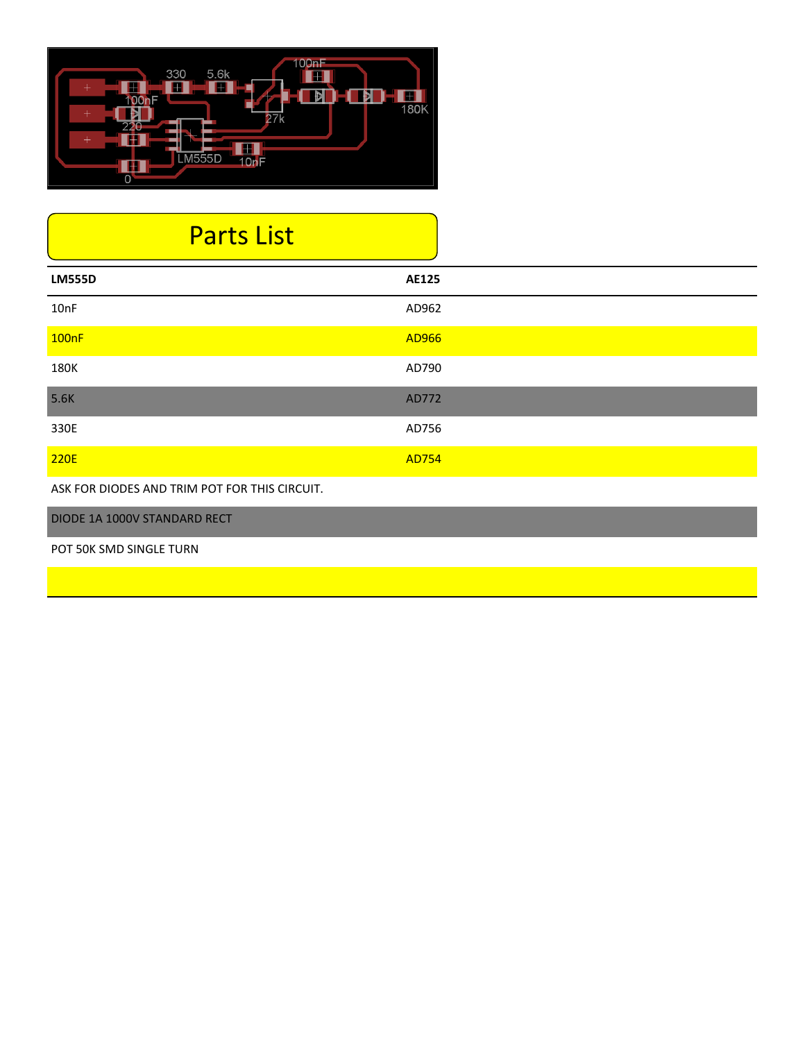330
5.6k
100nF
100nF
220
27k
180K
LM555D
10nF
0

# Parts List

| **LM555D** | **AE125** |
|---|---|
| 10nF | AD962 |
| 100nF | AD966 |
| 180K | AD790 |
| 5.6K | AD772 |
| 330E | AD756 |
| 220E | AD754 |
| ASK FOR DIODES AND TRIM POT FOR THIS CIRCUIT. | |
| DIODE 1A 1000V STANDARD RECT | |
| POT 50K SMD SINGLE TURN | |
| | |